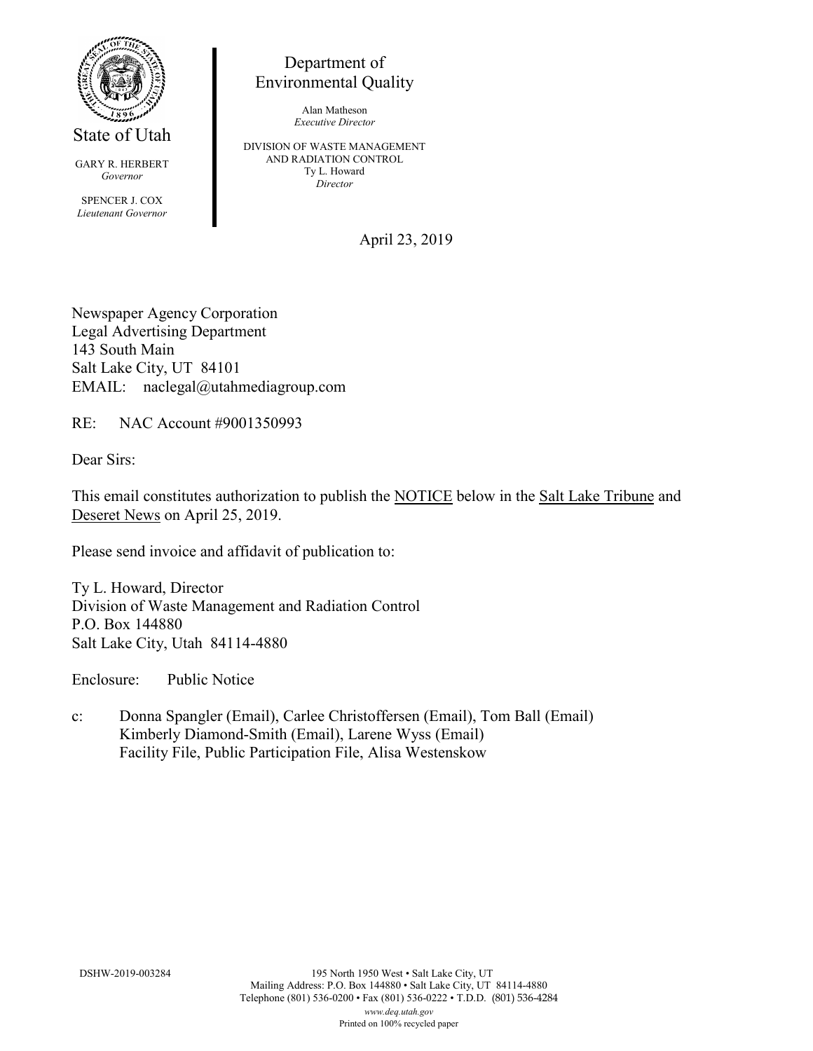State of Utah

GARY R. HERBERT
*Governor*

SPENCER J. COX
*Lieutenant Governor*

Department of
Environmental Quality

Alan Matheson
*Executive Director*

DIVISION OF WASTE MANAGEMENT
AND RADIATION CONTROL
Ty L. Howard
*Director*

April 23, 2019

Newspaper Agency Corporation
Legal Advertising Department
143 South Main
Salt Lake City, UT 84101
EMAIL: naclegal@utahmediagroup.com

RE: NAC Account #9001350993

Dear Sirs:

This email constitutes authorization to publish the NOTICE below in the Salt Lake Tribune and Deseret News on April 25, 2019.

Please send invoice and affidavit of publication to:

Ty L. Howard, Director
Division of Waste Management and Radiation Control
P.O. Box 144880
Salt Lake City, Utah 84114-4880

Enclosure: Public Notice

c: Donna Spangler (Email), Carlee Christoffersen (Email), Tom Ball (Email)
Kimberly Diamond-Smith (Email), Larene Wyss (Email)
Facility File, Public Participation File, Alisa Westenskow

DSHW-2019-003284

195 North 1950 West • Salt Lake City, UT
Mailing Address: P.O. Box 144880 • Salt Lake City, UT 84114-4880
Telephone (801) 536-0200 • Fax (801) 536-0222 • T.D.D. (801) 536-4284
*www.deq.utah.gov*
Printed on 100% recycled paper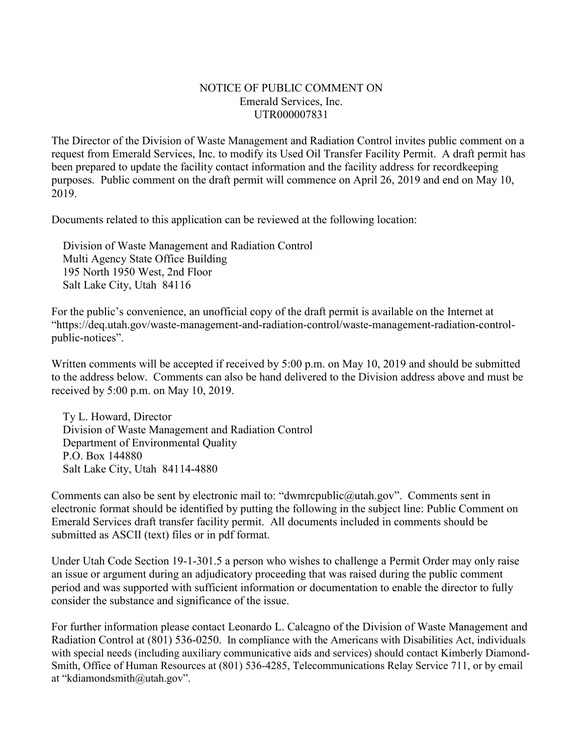NOTICE OF PUBLIC COMMENT ON
Emerald Services, Inc.
UTR000007831

The Director of the Division of Waste Management and Radiation Control invites public comment on a request from Emerald Services, Inc. to modify its Used Oil Transfer Facility Permit. A draft permit has been prepared to update the facility contact information and the facility address for recordkeeping purposes. Public comment on the draft permit will commence on April 26, 2019 and end on May 10, 2019.

Documents related to this application can be reviewed at the following location:

Division of Waste Management and Radiation Control
Multi Agency State Office Building
195 North 1950 West, 2nd Floor
Salt Lake City, Utah 84116

For the public's convenience, an unofficial copy of the draft permit is available on the Internet at "https://deq.utah.gov/waste-management-and-radiation-control/waste-management-radiation-control-public-notices".

Written comments will be accepted if received by 5:00 p.m. on May 10, 2019 and should be submitted to the address below. Comments can also be hand delivered to the Division address above and must be received by 5:00 p.m. on May 10, 2019.

Ty L. Howard, Director
Division of Waste Management and Radiation Control
Department of Environmental Quality
P.O. Box 144880
Salt Lake City, Utah 84114-4880

Comments can also be sent by electronic mail to: "dwmrcpublic@utah.gov". Comments sent in electronic format should be identified by putting the following in the subject line: Public Comment on Emerald Services draft transfer facility permit. All documents included in comments should be submitted as ASCII (text) files or in pdf format.

Under Utah Code Section 19-1-301.5 a person who wishes to challenge a Permit Order may only raise an issue or argument during an adjudicatory proceeding that was raised during the public comment period and was supported with sufficient information or documentation to enable the director to fully consider the substance and significance of the issue.

For further information please contact Leonardo L. Calcagno of the Division of Waste Management and Radiation Control at (801) 536-0250. In compliance with the Americans with Disabilities Act, individuals with special needs (including auxiliary communicative aids and services) should contact Kimberly Diamond-Smith, Office of Human Resources at (801) 536-4285, Telecommunications Relay Service 711, or by email at "kdiamondsmith@utah.gov".